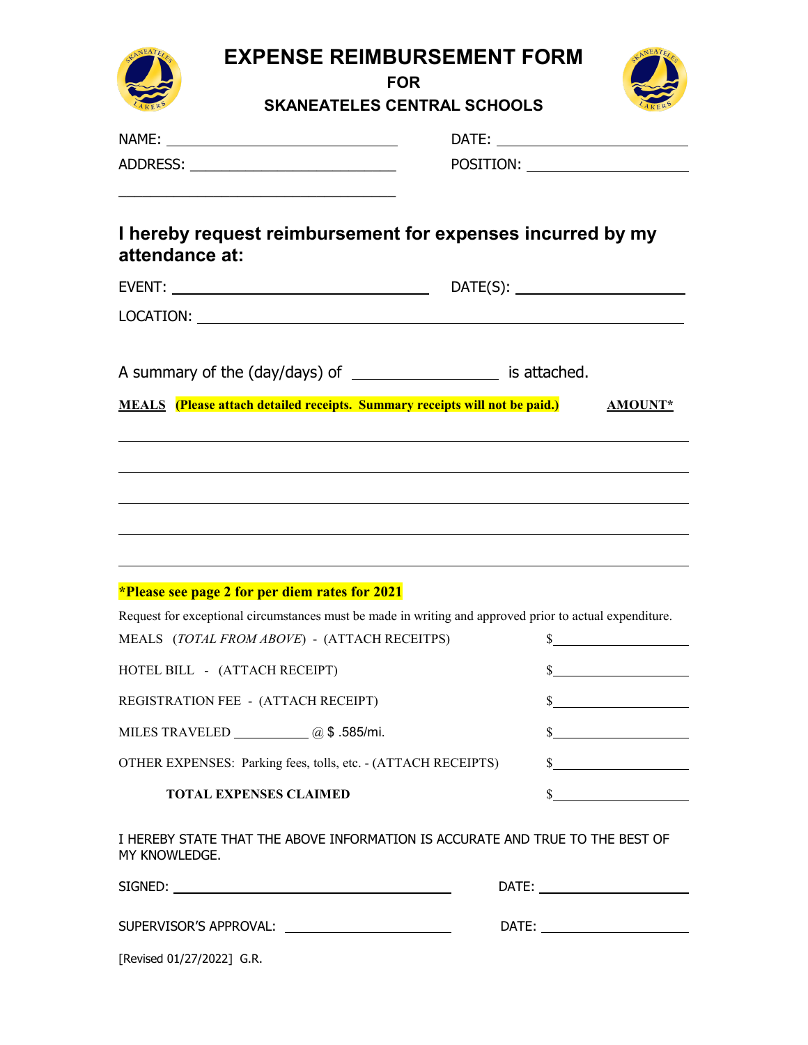# EXPENSE REIMBURSEMENT FORM

**FOR**

**SKANEATELES CENTRAL SCHOOLS**

NAME: ______________________________ DATE: ________________________

ADDRESS: ___________________________ POSITION: ____________________

___________________________________

## I hereby request reimbursement for expenses incurred by my attendance at:

EVENT: ________________________________ DATE(S): ____________________

LOCATION: ______________________________________________________________

A summary of the (day/days) of ________________ is attached.

**MEALS** **(Please attach detailed receipts. Summary receipts will not be paid.)** **AMOUNT***

_______________________________________________________________________

_______________________________________________________________________

_______________________________________________________________________

_______________________________________________________________________

_______________________________________________________________________

***Please see page 2 for per diem rates for 2021**

Request for exceptional circumstances must be made in writing and approved prior to actual expenditure.

| | |
|---|---|
| MEALS (*TOTAL FROM ABOVE*) - (ATTACH RECEITPS) | $__________________ |
| HOTEL BILL - (ATTACH RECEIPT) | $__________________ |
| REGISTRATION FEE - (ATTACH RECEIPT) | $__________________ |
| MILES TRAVELED __________ @ $ .585/mi. | $__________________ |
| OTHER EXPENSES: Parking fees, tolls, etc. - (ATTACH RECEIPTS) | $__________________ |
| **TOTAL EXPENSES CLAIMED** | $__________________ |

I HEREBY STATE THAT THE ABOVE INFORMATION IS ACCURATE AND TRUE TO THE BEST OF MY KNOWLEDGE.

SIGNED: ____________________________________ DATE: ____________________

SUPERVISOR'S APPROVAL: ______________________ DATE: ____________________

[Revised 01/27/2022] G.R.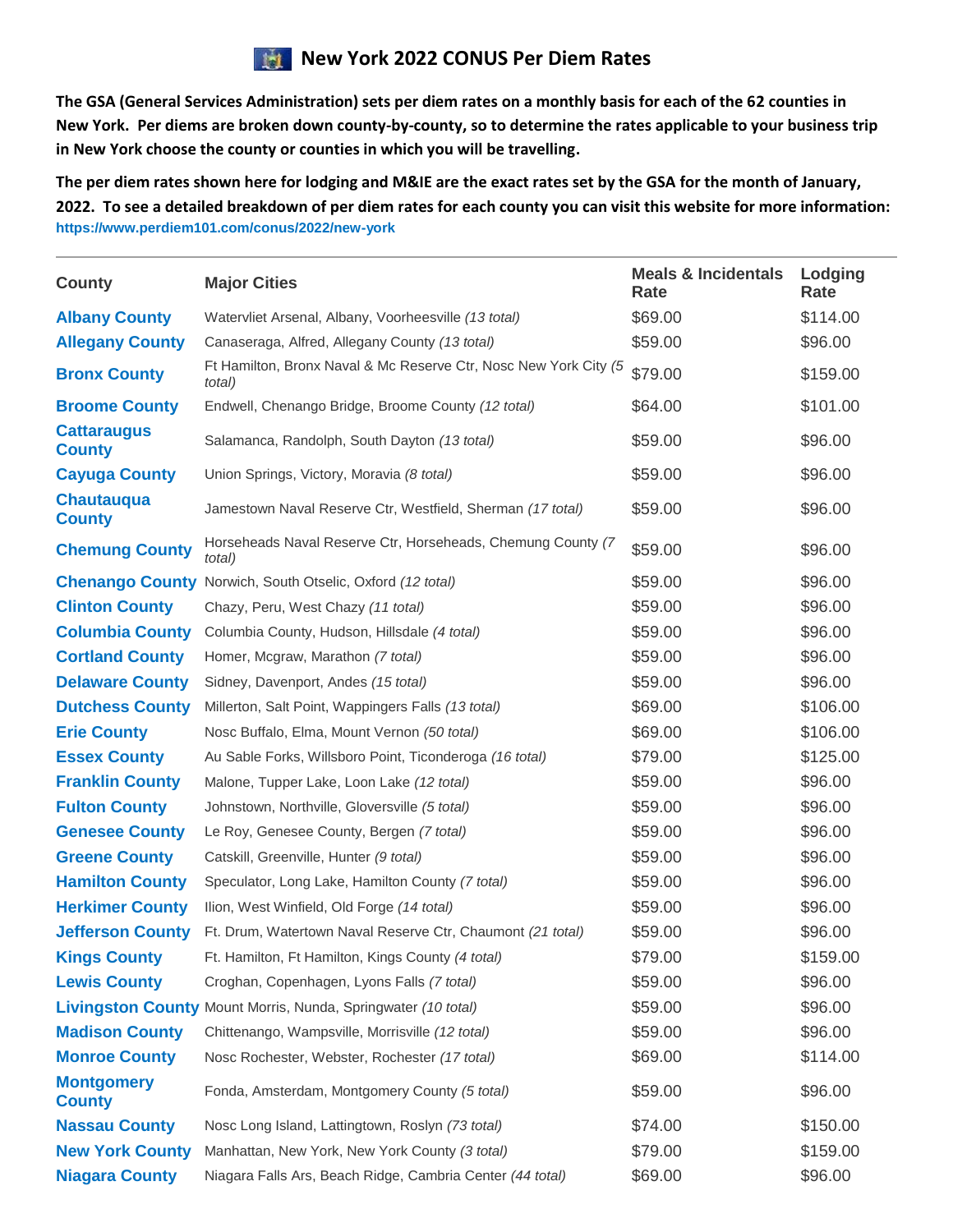# New York 2022 CONUS Per Diem Rates

**The GSA (General Services Administration) sets per diem rates on a monthly basis for each of the 62 counties in New York. Per diems are broken down county-by-county, so to determine the rates applicable to your business trip in New York choose the county or counties in which you will be travelling.**

**The per diem rates shown here for lodging and M&IE are the exact rates set by the GSA for the month of January, 2022. To see a detailed breakdown of per diem rates for each county you can visit this website for more information:** https://www.perdiem101.com/conus/2022/new-york

| County | Major Cities | Meals & Incidentals Rate | Lodging Rate |
|---|---|---|---|
| Albany County | Watervliet Arsenal, Albany, Voorheesville *(13 total)* | $69.00 | $114.00 |
| Allegany County | Canaseraga, Alfred, Allegany County *(13 total)* | $59.00 | $96.00 |
| Bronx County | Ft Hamilton, Bronx Naval & Mc Reserve Ctr, Nosc New York City *(5 total)* | $79.00 | $159.00 |
| Broome County | Endwell, Chenango Bridge, Broome County *(12 total)* | $64.00 | $101.00 |
| Cattaraugus County | Salamanca, Randolph, South Dayton *(13 total)* | $59.00 | $96.00 |
| Cayuga County | Union Springs, Victory, Moravia *(8 total)* | $59.00 | $96.00 |
| Chautauqua County | Jamestown Naval Reserve Ctr, Westfield, Sherman *(17 total)* | $59.00 | $96.00 |
| Chemung County | Horseheads Naval Reserve Ctr, Horseheads, Chemung County *(7 total)* | $59.00 | $96.00 |
| Chenango County | Norwich, South Otselic, Oxford *(12 total)* | $59.00 | $96.00 |
| Clinton County | Chazy, Peru, West Chazy *(11 total)* | $59.00 | $96.00 |
| Columbia County | Columbia County, Hudson, Hillsdale *(4 total)* | $59.00 | $96.00 |
| Cortland County | Homer, Mcgraw, Marathon *(7 total)* | $59.00 | $96.00 |
| Delaware County | Sidney, Davenport, Andes *(15 total)* | $59.00 | $96.00 |
| Dutchess County | Millerton, Salt Point, Wappingers Falls *(13 total)* | $69.00 | $106.00 |
| Erie County | Nosc Buffalo, Elma, Mount Vernon *(50 total)* | $69.00 | $106.00 |
| Essex County | Au Sable Forks, Willsboro Point, Ticonderoga *(16 total)* | $79.00 | $125.00 |
| Franklin County | Malone, Tupper Lake, Loon Lake *(12 total)* | $59.00 | $96.00 |
| Fulton County | Johnstown, Northville, Gloversville *(5 total)* | $59.00 | $96.00 |
| Genesee County | Le Roy, Genesee County, Bergen *(7 total)* | $59.00 | $96.00 |
| Greene County | Catskill, Greenville, Hunter *(9 total)* | $59.00 | $96.00 |
| Hamilton County | Speculator, Long Lake, Hamilton County *(7 total)* | $59.00 | $96.00 |
| Herkimer County | Ilion, West Winfield, Old Forge *(14 total)* | $59.00 | $96.00 |
| Jefferson County | Ft. Drum, Watertown Naval Reserve Ctr, Chaumont *(21 total)* | $59.00 | $96.00 |
| Kings County | Ft. Hamilton, Ft Hamilton, Kings County *(4 total)* | $79.00 | $159.00 |
| Lewis County | Croghan, Copenhagen, Lyons Falls *(7 total)* | $59.00 | $96.00 |
| Livingston County | Mount Morris, Nunda, Springwater *(10 total)* | $59.00 | $96.00 |
| Madison County | Chittenango, Wampsville, Morrisville *(12 total)* | $59.00 | $96.00 |
| Monroe County | Nosc Rochester, Webster, Rochester *(17 total)* | $69.00 | $114.00 |
| Montgomery County | Fonda, Amsterdam, Montgomery County *(5 total)* | $59.00 | $96.00 |
| Nassau County | Nosc Long Island, Lattingtown, Roslyn *(73 total)* | $74.00 | $150.00 |
| New York County | Manhattan, New York, New York County *(3 total)* | $79.00 | $159.00 |
| Niagara County | Niagara Falls Ars, Beach Ridge, Cambria Center *(44 total)* | $69.00 | $96.00 |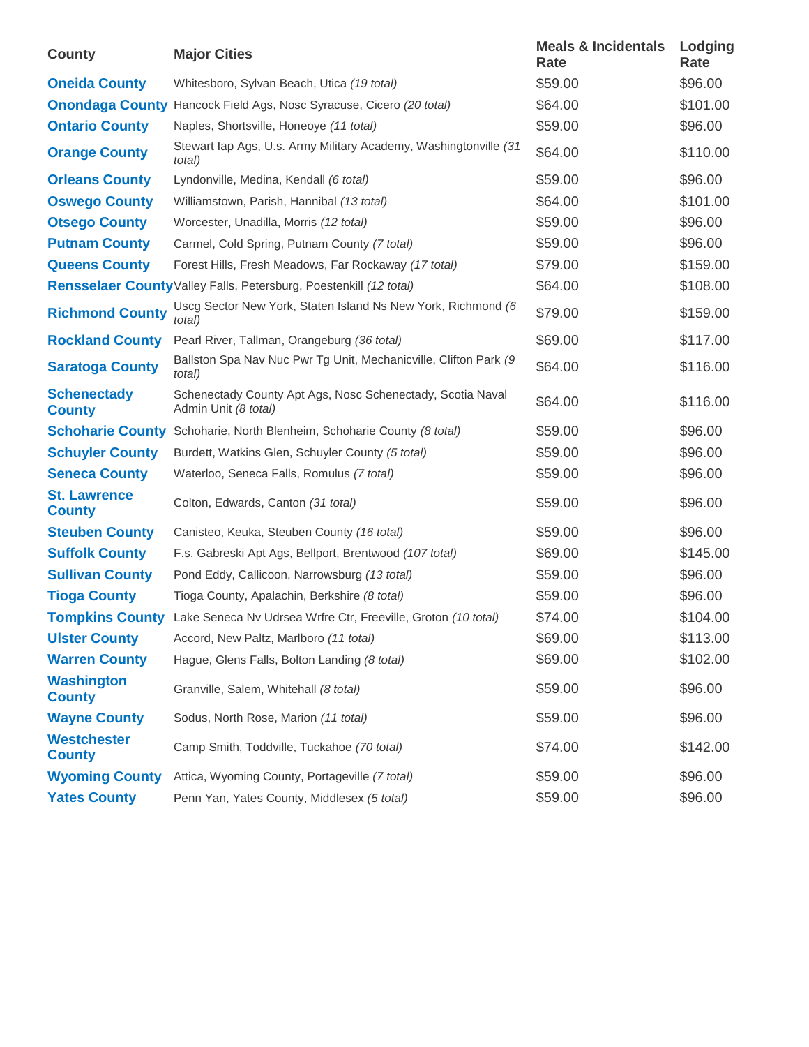| County | Major Cities | Meals & Incidentals Rate | Lodging Rate |
|---|---|---|---|
| Oneida County | Whitesboro, Sylvan Beach, Utica *(19 total)* | $59.00 | $96.00 |
| Onondaga County | Hancock Field Ags, Nosc Syracuse, Cicero *(20 total)* | $64.00 | $101.00 |
| Ontario County | Naples, Shortsville, Honeoye *(11 total)* | $59.00 | $96.00 |
| Orange County | Stewart Iap Ags, U.s. Army Military Academy, Washingtonville *(31 total)* | $64.00 | $110.00 |
| Orleans County | Lyndonville, Medina, Kendall *(6 total)* | $59.00 | $96.00 |
| Oswego County | Williamstown, Parish, Hannibal *(13 total)* | $64.00 | $101.00 |
| Otsego County | Worcester, Unadilla, Morris *(12 total)* | $59.00 | $96.00 |
| Putnam County | Carmel, Cold Spring, Putnam County *(7 total)* | $59.00 | $96.00 |
| Queens County | Forest Hills, Fresh Meadows, Far Rockaway *(17 total)* | $79.00 | $159.00 |
| Rensselaer County | Valley Falls, Petersburg, Poestenkill *(12 total)* | $64.00 | $108.00 |
| Richmond County | Uscg Sector New York, Staten Island Ns New York, Richmond *(6 total)* | $79.00 | $159.00 |
| Rockland County | Pearl River, Tallman, Orangeburg *(36 total)* | $69.00 | $117.00 |
| Saratoga County | Ballston Spa Nav Nuc Pwr Tg Unit, Mechanicville, Clifton Park *(9 total)* | $64.00 | $116.00 |
| Schenectady County | Schenectady County Apt Ags, Nosc Schenectady, Scotia Naval Admin Unit *(8 total)* | $64.00 | $116.00 |
| Schoharie County | Schoharie, North Blenheim, Schoharie County *(8 total)* | $59.00 | $96.00 |
| Schuyler County | Burdett, Watkins Glen, Schuyler County *(5 total)* | $59.00 | $96.00 |
| Seneca County | Waterloo, Seneca Falls, Romulus *(7 total)* | $59.00 | $96.00 |
| St. Lawrence County | Colton, Edwards, Canton *(31 total)* | $59.00 | $96.00 |
| Steuben County | Canisteo, Keuka, Steuben County *(16 total)* | $59.00 | $96.00 |
| Suffolk County | F.s. Gabreski Apt Ags, Bellport, Brentwood *(107 total)* | $69.00 | $145.00 |
| Sullivan County | Pond Eddy, Callicoon, Narrowsburg *(13 total)* | $59.00 | $96.00 |
| Tioga County | Tioga County, Apalachin, Berkshire *(8 total)* | $59.00 | $96.00 |
| Tompkins County | Lake Seneca Nv Udrsea Wrfre Ctr, Freeville, Groton *(10 total)* | $74.00 | $104.00 |
| Ulster County | Accord, New Paltz, Marlboro *(11 total)* | $69.00 | $113.00 |
| Warren County | Hague, Glens Falls, Bolton Landing *(8 total)* | $69.00 | $102.00 |
| Washington County | Granville, Salem, Whitehall *(8 total)* | $59.00 | $96.00 |
| Wayne County | Sodus, North Rose, Marion *(11 total)* | $59.00 | $96.00 |
| Westchester County | Camp Smith, Toddville, Tuckahoe *(70 total)* | $74.00 | $142.00 |
| Wyoming County | Attica, Wyoming County, Portageville *(7 total)* | $59.00 | $96.00 |
| Yates County | Penn Yan, Yates County, Middlesex *(5 total)* | $59.00 | $96.00 |